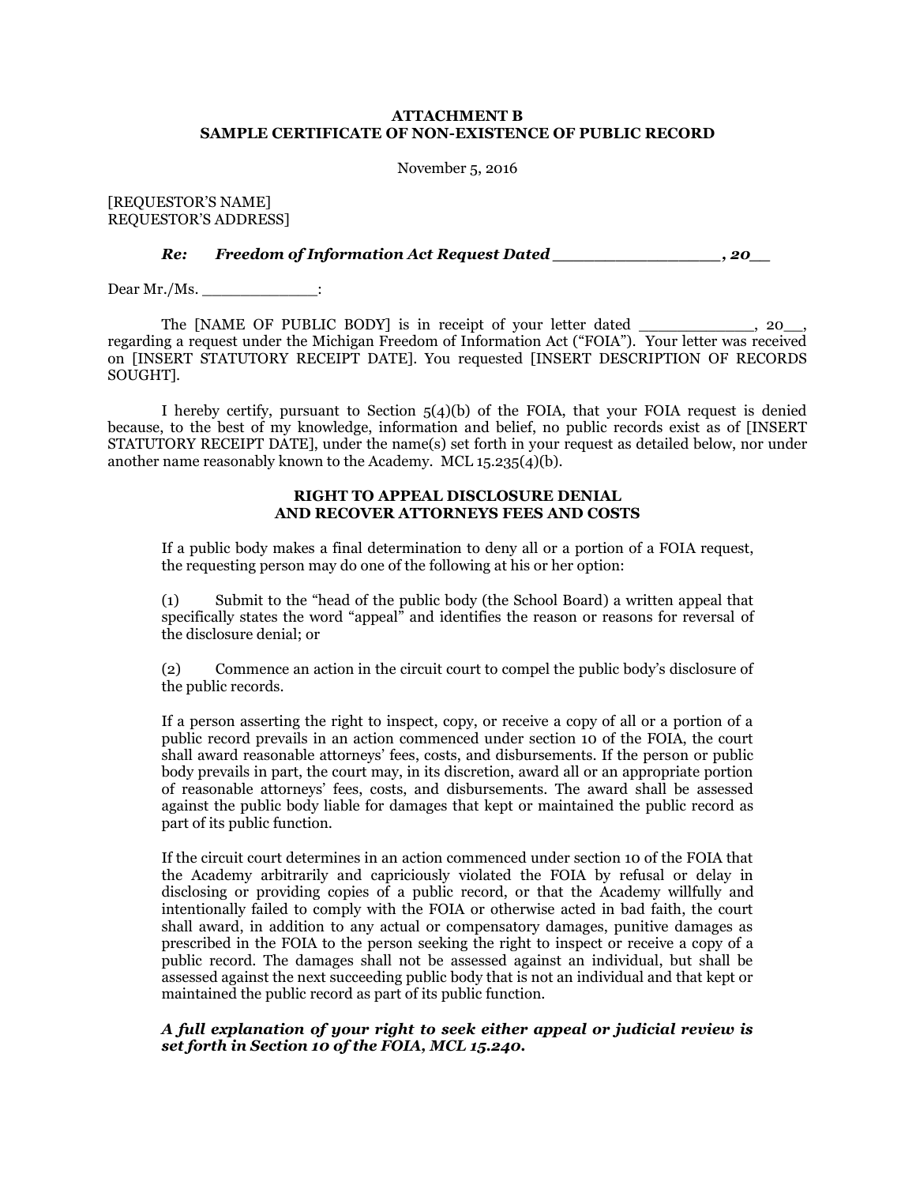**ATTACHMENT B**
**SAMPLE CERTIFICATE OF NON-EXISTENCE OF PUBLIC RECORD**

November 5, 2016

[REQUESTOR'S NAME]
REQUESTOR'S ADDRESS]

***Re: Freedom of Information Act Request Dated _______________, 20__***

Dear Mr./Ms. ___________:

The [NAME OF PUBLIC BODY] is in receipt of your letter dated ___________, 20__, regarding a request under the Michigan Freedom of Information Act ("FOIA"). Your letter was received on [INSERT STATUTORY RECEIPT DATE]. You requested [INSERT DESCRIPTION OF RECORDS SOUGHT].

I hereby certify, pursuant to Section 5(4)(b) of the FOIA, that your FOIA request is denied because, to the best of my knowledge, information and belief, no public records exist as of [INSERT STATUTORY RECEIPT DATE], under the name(s) set forth in your request as detailed below, nor under another name reasonably known to the Academy. MCL 15.235(4)(b).

**RIGHT TO APPEAL DISCLOSURE DENIAL**
**AND RECOVER ATTORNEYS FEES AND COSTS**

If a public body makes a final determination to deny all or a portion of a FOIA request, the requesting person may do one of the following at his or her option:

(1) Submit to the "head of the public body (the School Board) a written appeal that specifically states the word "appeal" and identifies the reason or reasons for reversal of the disclosure denial; or

(2) Commence an action in the circuit court to compel the public body's disclosure of the public records.

If a person asserting the right to inspect, copy, or receive a copy of all or a portion of a public record prevails in an action commenced under section 10 of the FOIA, the court shall award reasonable attorneys' fees, costs, and disbursements. If the person or public body prevails in part, the court may, in its discretion, award all or an appropriate portion of reasonable attorneys' fees, costs, and disbursements. The award shall be assessed against the public body liable for damages that kept or maintained the public record as part of its public function.

If the circuit court determines in an action commenced under section 10 of the FOIA that the Academy arbitrarily and capriciously violated the FOIA by refusal or delay in disclosing or providing copies of a public record, or that the Academy willfully and intentionally failed to comply with the FOIA or otherwise acted in bad faith, the court shall award, in addition to any actual or compensatory damages, punitive damages as prescribed in the FOIA to the person seeking the right to inspect or receive a copy of a public record. The damages shall not be assessed against an individual, but shall be assessed against the next succeeding public body that is not an individual and that kept or maintained the public record as part of its public function.

***A full explanation of your right to seek either appeal or judicial review is set forth in Section 10 of the FOIA, MCL 15.240.***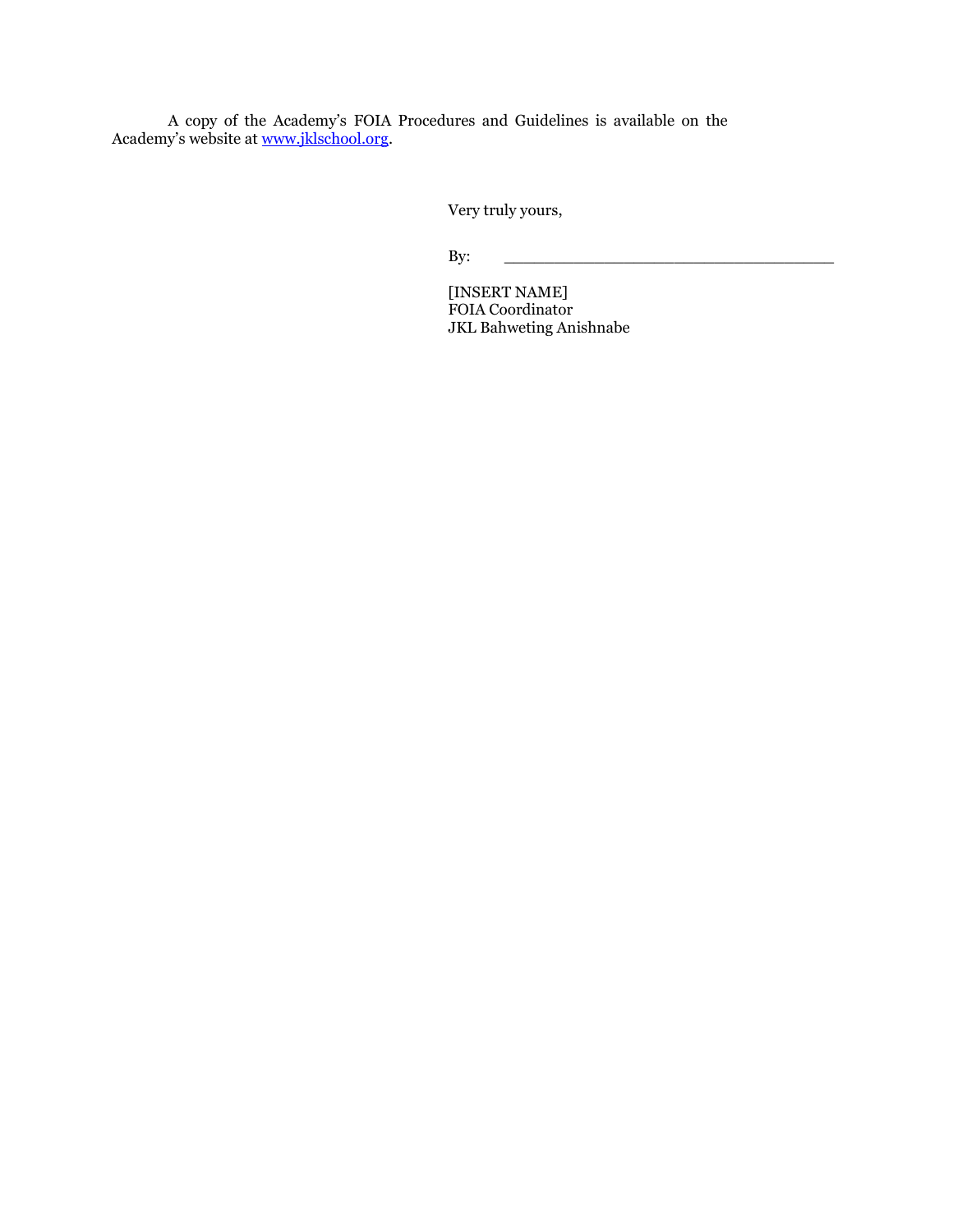A copy of the Academy's FOIA Procedures and Guidelines is available on the Academy's website at [www.jklschool.org](http://www.jklschool.org).

Very truly yours,

By: ________________________________

[INSERT NAME]
FOIA Coordinator
JKL Bahweting Anishnabe